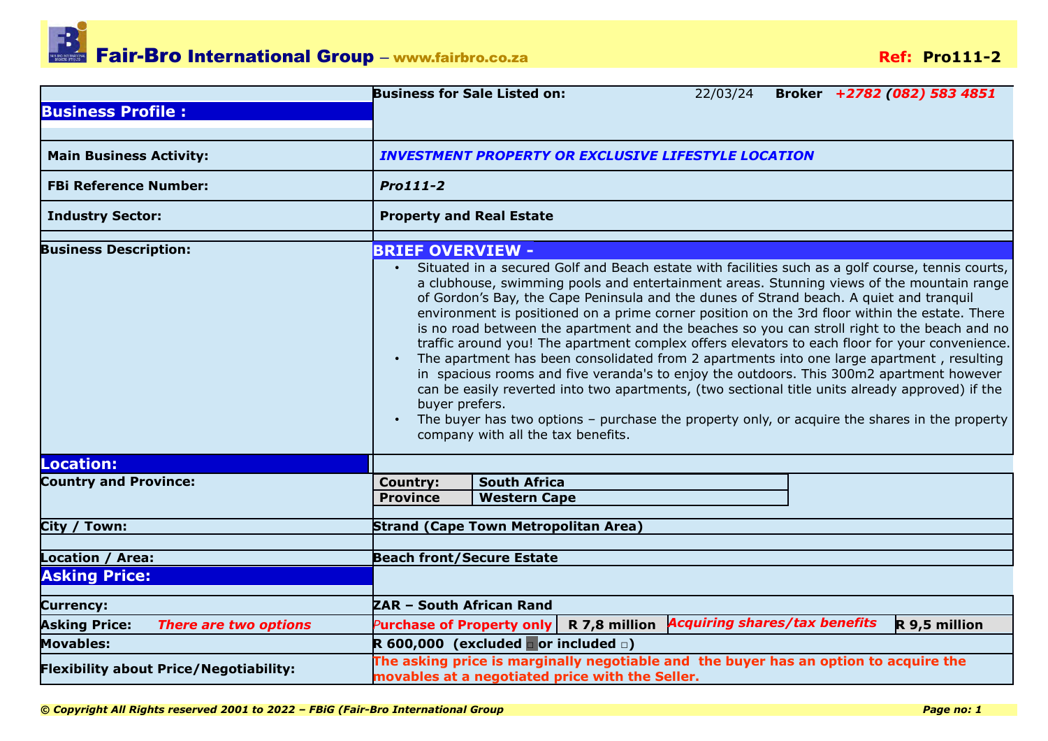# Fair-Bro International Group – www.fairbro.co.za

**Ref: Pro111-2**

## Business Profile :

**Business for Sale Listed on:** 22/03/24 **Broker** *+2782 (082) 583 4851*

| | |
|---|---|
| **Main Business Activity:** | ***INVESTMENT PROPERTY OR EXCLUSIVE LIFESTYLE LOCATION*** |
| **FBi Reference Number:** | ***Pro111-2*** |
| **Industry Sector:** | **Property and Real Estate** |

**Business Description:**

### BRIEF OVERVIEW -

- Situated in a secured Golf and Beach estate with facilities such as a golf course, tennis courts, a clubhouse, swimming pools and entertainment areas. Stunning views of the mountain range of Gordon's Bay, the Cape Peninsula and the dunes of Strand beach. A quiet and tranquil environment is positioned on a prime corner position on the 3rd floor within the estate. There is no road between the apartment and the beaches so you can stroll right to the beach and no traffic around you! The apartment complex offers elevators to each floor for your convenience.
- The apartment has been consolidated from 2 apartments into one large apartment , resulting in spacious rooms and five veranda's to enjoy the outdoors. This 300m2 apartment however can be easily reverted into two apartments, (two sectional title units already approved) if the buyer prefers.
- The buyer has two options – purchase the property only, or acquire the shares in the property company with all the tax benefits.

## Location:

| | |
|---|---|
| **Country and Province:** | **Country:** South Africa<br>**Province** Western Cape |
| **City / Town:** | **Strand (Cape Town Metropolitan Area)** |
| **Location / Area:** | **Beach front/Secure Estate** |

## Asking Price:

| | | | | |
|---|---|---|---|---|
| **Currency:** | **ZAR – South African Rand** | | | |
| **Asking Price:** *There are two options* | *Purchase of Property only* | **R 7,8 million** | *Acquiring shares/tax benefits* | **R 9,5 million** |
| **Movables:** | **R 600,000 (excluded ■ or included □)** | | | |
| **Flexibility about Price/Negotiability:** | **The asking price is marginally negotiable and the buyer has an option to acquire the movables at a negotiated price with the Seller.** | | | |

*© Copyright All Rights reserved 2001 to 2022 – FBiG (Fair-Bro International Group*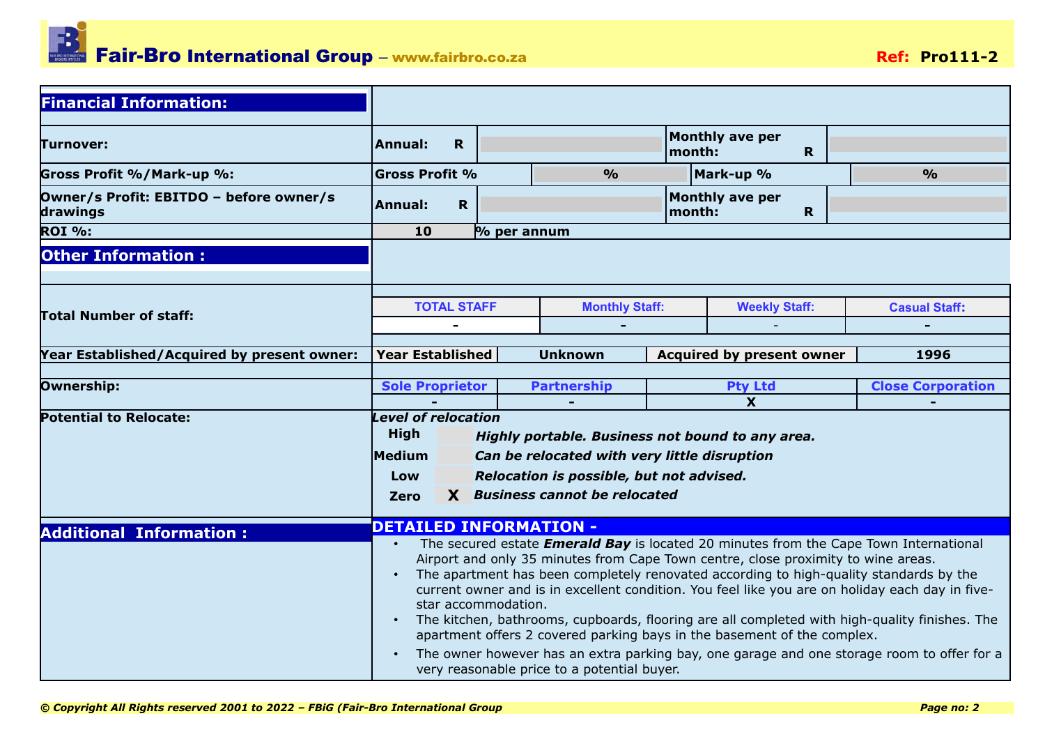## Financial Information:

| | | | | |
|---|---|---|---|---|
| **Turnover:** | **Annual: R** | | **Monthly ave per month: R** | |
| **Gross Profit %/Mark-up %:** | **Gross Profit %** | **%** | **Mark-up %** | **%** |
| **Owner/s Profit: EBITDO – before owner/s drawings** | **Annual: R** | | **Monthly ave per month: R** | |
| **ROI %:** | **10** | **% per annum** | | |

## Other Information :

**Total Number of staff:**

| TOTAL STAFF | Monthly Staff: | Weekly Staff: | Casual Staff: |
|---|---|---|---|
| - | - | - | - |

**Year Established/Acquired by present owner:**

| Year Established | Unknown | Acquired by present owner | 1996 |
|---|---|---|---|

**Ownership:**

| Sole Proprietor | Partnership | Pty Ltd | Close Corporation |
|---|---|---|---|
| - | - | X | - |

**Potential to Relocate:**

*Level of relocation*

| Level | | Description |
|---|---|---|
| **High** | | ***Highly portable. Business not bound to any area.*** |
| **Medium** | | ***Can be relocated with very little disruption*** |
| **Low** | | ***Relocation is possible, but not advised.*** |
| **Zero** | **X** | ***Business cannot be relocated*** |

## Additional Information :

### DETAILED INFORMATION -

- The secured estate ***Emerald Bay*** is located 20 minutes from the Cape Town International Airport and only 35 minutes from Cape Town centre, close proximity to wine areas.
- The apartment has been completely renovated according to high-quality standards by the current owner and is in excellent condition. You feel like you are on holiday each day in five-star accommodation.
- The kitchen, bathrooms, cupboards, flooring are all completed with high-quality finishes. The apartment offers 2 covered parking bays in the basement of the complex.
- The owner however has an extra parking bay, one garage and one storage room to offer for a very reasonable price to a potential buyer.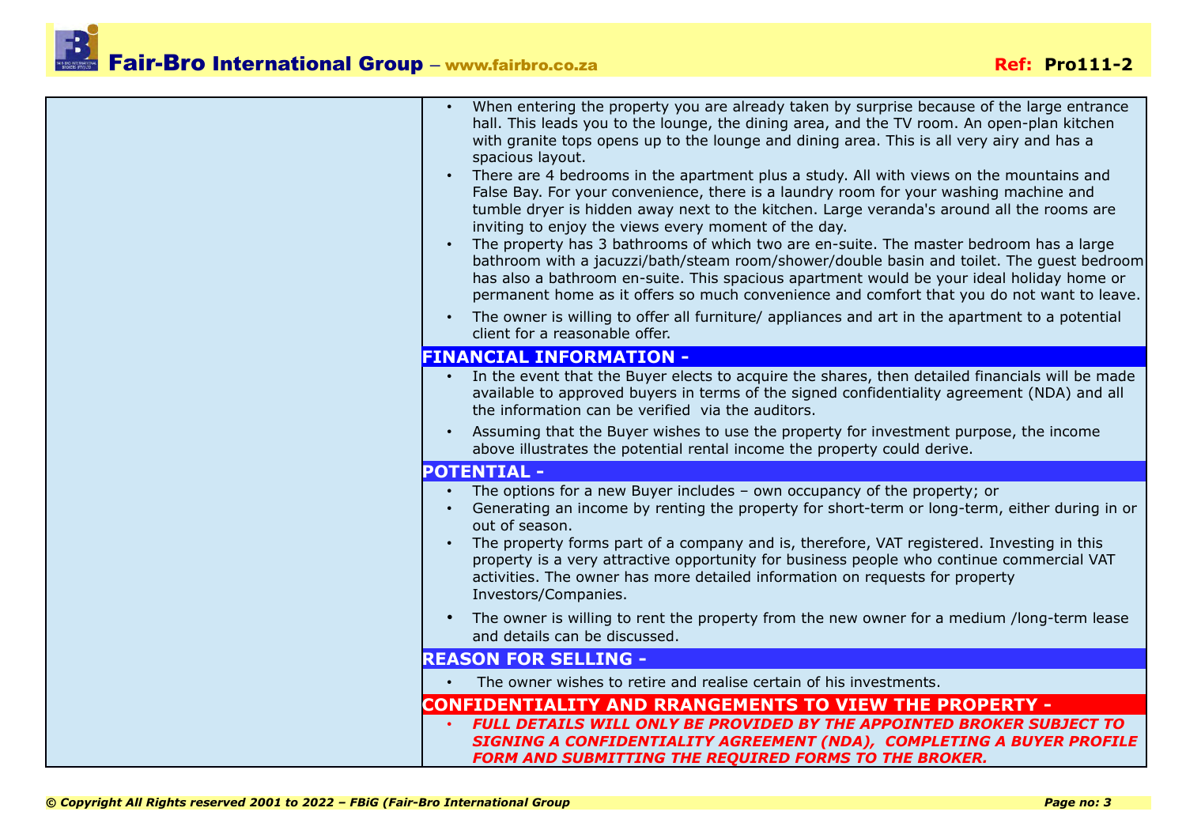- When entering the property you are already taken by surprise because of the large entrance hall. This leads you to the lounge, the dining area, and the TV room. An open-plan kitchen with granite tops opens up to the lounge and dining area. This is all very airy and has a spacious layout.
- There are 4 bedrooms in the apartment plus a study. All with views on the mountains and False Bay. For your convenience, there is a laundry room for your washing machine and tumble dryer is hidden away next to the kitchen. Large veranda's around all the rooms are inviting to enjoy the views every moment of the day.
- The property has 3 bathrooms of which two are en-suite. The master bedroom has a large bathroom with a jacuzzi/bath/steam room/shower/double basin and toilet. The guest bedroom has also a bathroom en-suite. This spacious apartment would be your ideal holiday home or permanent home as it offers so much convenience and comfort that you do not want to leave.
- The owner is willing to offer all furniture/ appliances and art in the apartment to a potential client for a reasonable offer.

## FINANCIAL INFORMATION -

- In the event that the Buyer elects to acquire the shares, then detailed financials will be made available to approved buyers in terms of the signed confidentiality agreement (NDA) and all the information can be verified via the auditors.
- Assuming that the Buyer wishes to use the property for investment purpose, the income above illustrates the potential rental income the property could derive.

## POTENTIAL -

- The options for a new Buyer includes – own occupancy of the property; or
- Generating an income by renting the property for short-term or long-term, either during in or out of season.
- The property forms part of a company and is, therefore, VAT registered. Investing in this property is a very attractive opportunity for business people who continue commercial VAT activities. The owner has more detailed information on requests for property Investors/Companies.
- The owner is willing to rent the property from the new owner for a medium /long-term lease and details can be discussed.

## REASON FOR SELLING -

- The owner wishes to retire and realise certain of his investments.

## CONFIDENTIALITY AND RRANGEMENTS TO VIEW THE PROPERTY -

- ***FULL DETAILS WILL ONLY BE PROVIDED BY THE APPOINTED BROKER SUBJECT TO SIGNING A CONFIDENTIALITY AGREEMENT (NDA), COMPLETING A BUYER PROFILE FORM AND SUBMITTING THE REQUIRED FORMS TO THE BROKER.***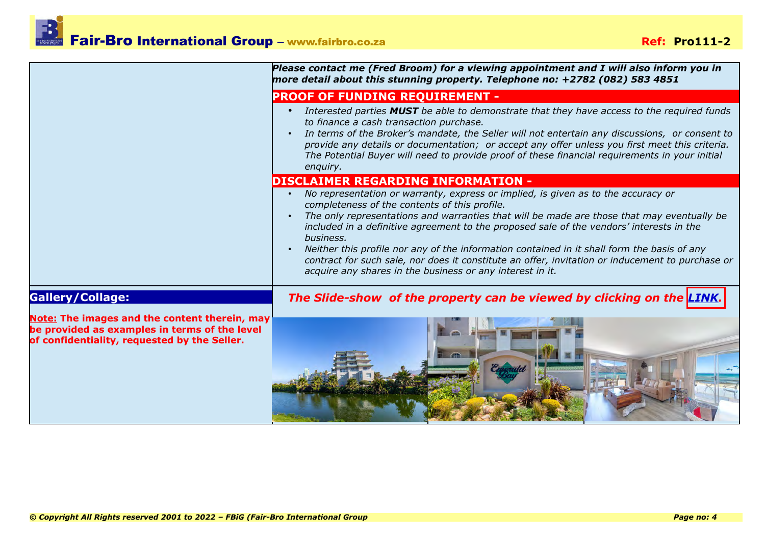***Please contact me (Fred Broom) for a viewing appointment and I will also inform you in more detail about this stunning property. Telephone no: +2782 (082) 583 4851***

## PROOF OF FUNDING REQUIREMENT -

- *Interested parties **MUST** be able to demonstrate that they have access to the required funds to finance a cash transaction purchase.*
- *In terms of the Broker's mandate, the Seller will not entertain any discussions, or consent to provide any details or documentation; or accept any offer unless you first meet this criteria. The Potential Buyer will need to provide proof of these financial requirements in your initial enquiry.*

## DISCLAIMER REGARDING INFORMATION -

- *No representation or warranty, express or implied, is given as to the accuracy or completeness of the contents of this profile.*
- *The only representations and warranties that will be made are those that may eventually be included in a definitive agreement to the proposed sale of the vendors' interests in the business.*
- *Neither this profile nor any of the information contained in it shall form the basis of any contract for such sale, nor does it constitute an offer, invitation or inducement to purchase or acquire any shares in the business or any interest in it.*

## Gallery/Collage:

***The Slide-show of the property can be viewed by clicking on the LINK.***

**Note: The images and the content therein, may be provided as examples in terms of the level of confidentiality, requested by the Seller.**